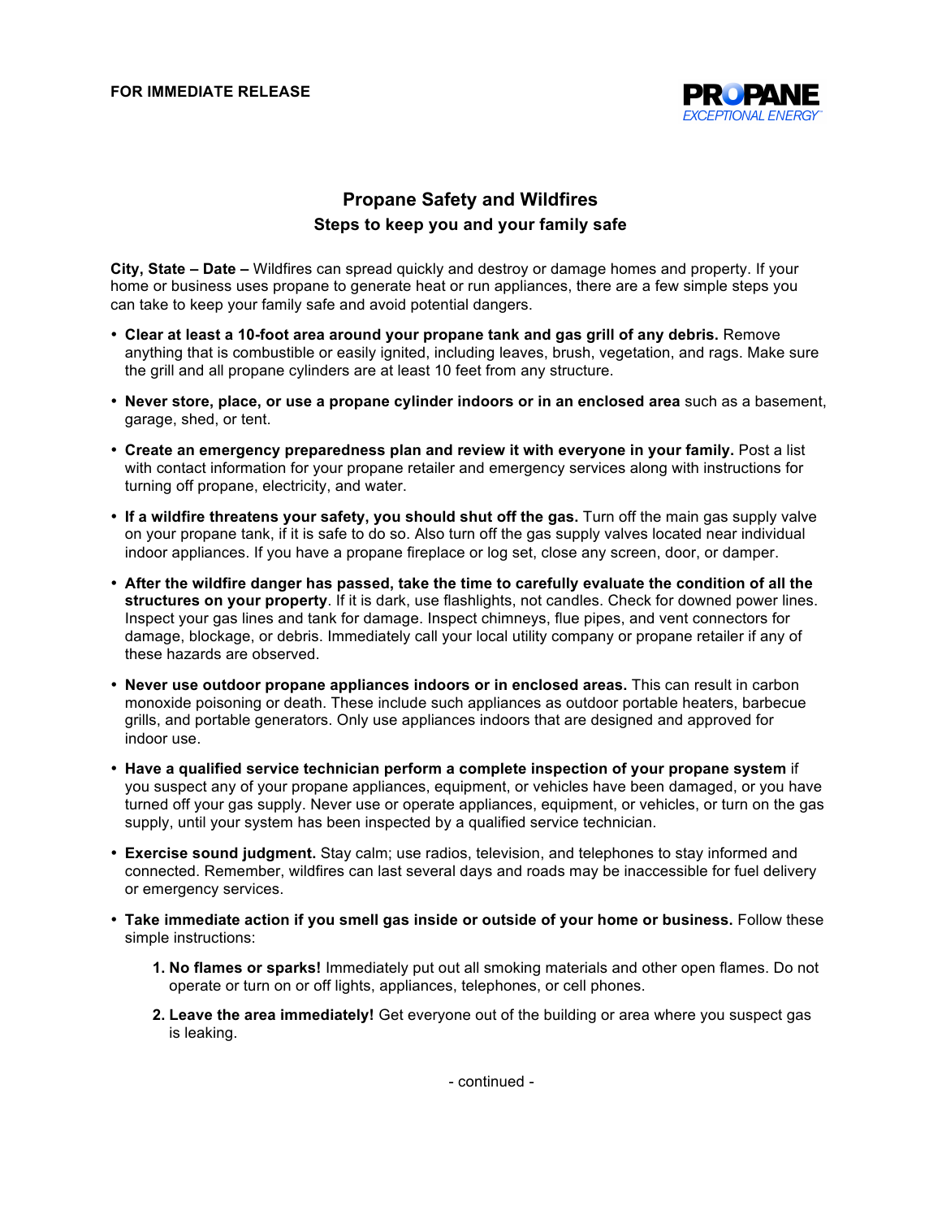**FOR IMMEDIATE RELEASE**

PROPANE
*EXCEPTIONAL ENERGY*

## Propane Safety and Wildfires

### Steps to keep you and your family safe

**City, State – Date –** Wildfires can spread quickly and destroy or damage homes and property. If your home or business uses propane to generate heat or run appliances, there are a few simple steps you can take to keep your family safe and avoid potential dangers.

- **Clear at least a 10-foot area around your propane tank and gas grill of any debris.** Remove anything that is combustible or easily ignited, including leaves, brush, vegetation, and rags. Make sure the grill and all propane cylinders are at least 10 feet from any structure.
- **Never store, place, or use a propane cylinder indoors or in an enclosed area** such as a basement, garage, shed, or tent.
- **Create an emergency preparedness plan and review it with everyone in your family.** Post a list with contact information for your propane retailer and emergency services along with instructions for turning off propane, electricity, and water.
- **If a wildfire threatens your safety, you should shut off the gas.** Turn off the main gas supply valve on your propane tank, if it is safe to do so. Also turn off the gas supply valves located near individual indoor appliances. If you have a propane fireplace or log set, close any screen, door, or damper.
- **After the wildfire danger has passed, take the time to carefully evaluate the condition of all the structures on your property**. If it is dark, use flashlights, not candles. Check for downed power lines. Inspect your gas lines and tank for damage. Inspect chimneys, flue pipes, and vent connectors for damage, blockage, or debris. Immediately call your local utility company or propane retailer if any of these hazards are observed.
- **Never use outdoor propane appliances indoors or in enclosed areas.** This can result in carbon monoxide poisoning or death. These include such appliances as outdoor portable heaters, barbecue grills, and portable generators. Only use appliances indoors that are designed and approved for indoor use.
- **Have a qualified service technician perform a complete inspection of your propane system** if you suspect any of your propane appliances, equipment, or vehicles have been damaged, or you have turned off your gas supply. Never use or operate appliances, equipment, or vehicles, or turn on the gas supply, until your system has been inspected by a qualified service technician.
- **Exercise sound judgment.** Stay calm; use radios, television, and telephones to stay informed and connected. Remember, wildfires can last several days and roads may be inaccessible for fuel delivery or emergency services.
- **Take immediate action if you smell gas inside or outside of your home or business.** Follow these simple instructions:
  1. **No flames or sparks!** Immediately put out all smoking materials and other open flames. Do not operate or turn on or off lights, appliances, telephones, or cell phones.
  2. **Leave the area immediately!** Get everyone out of the building or area where you suspect gas is leaking.

- continued -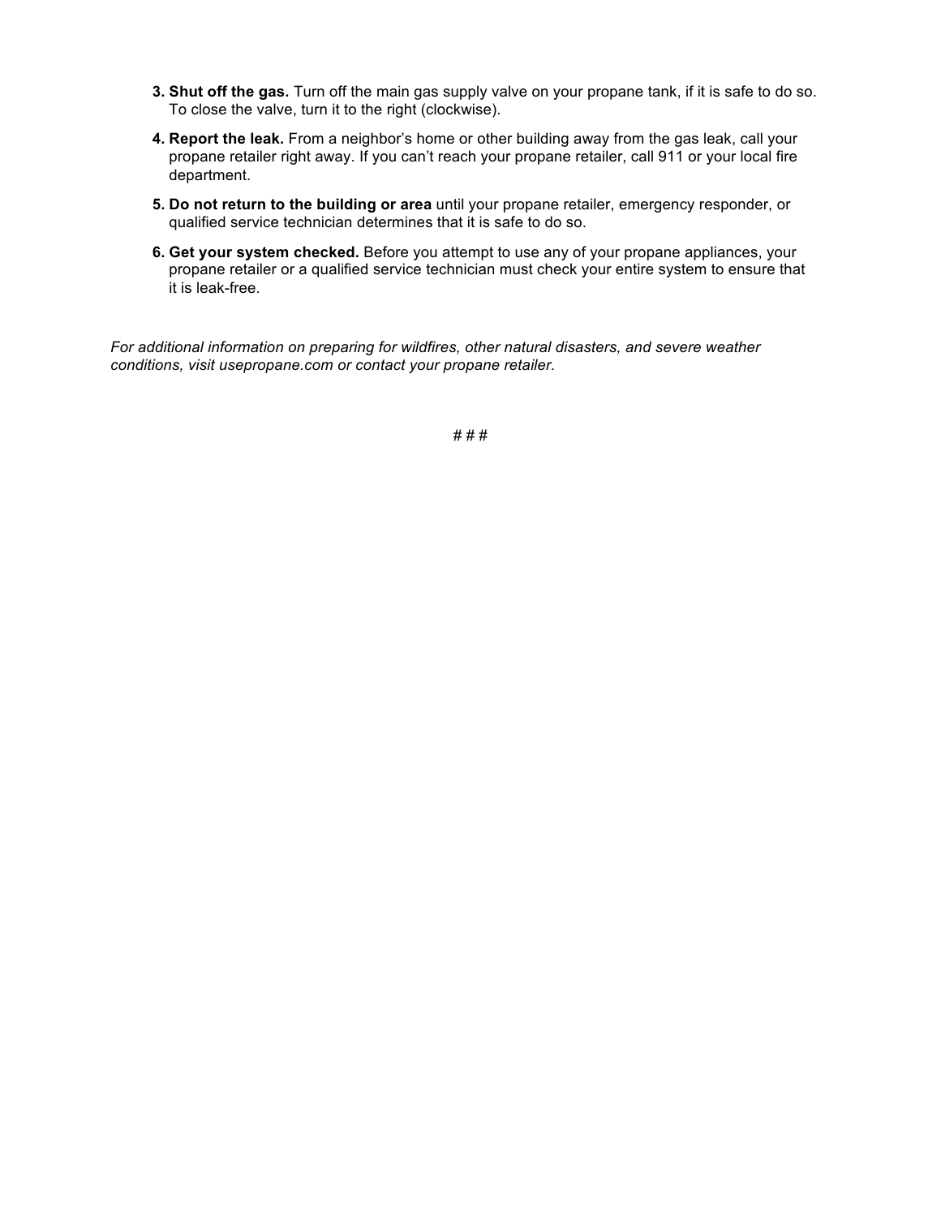3. **Shut off the gas.** Turn off the main gas supply valve on your propane tank, if it is safe to do so. To close the valve, turn it to the right (clockwise).
4. **Report the leak.** From a neighbor's home or other building away from the gas leak, call your propane retailer right away. If you can't reach your propane retailer, call 911 or your local fire department.
5. **Do not return to the building or area** until your propane retailer, emergency responder, or qualified service technician determines that it is safe to do so.
6. **Get your system checked.** Before you attempt to use any of your propane appliances, your propane retailer or a qualified service technician must check your entire system to ensure that it is leak-free.

*For additional information on preparing for wildfires, other natural disasters, and severe weather conditions, visit usepropane.com or contact your propane retailer.*

# # #